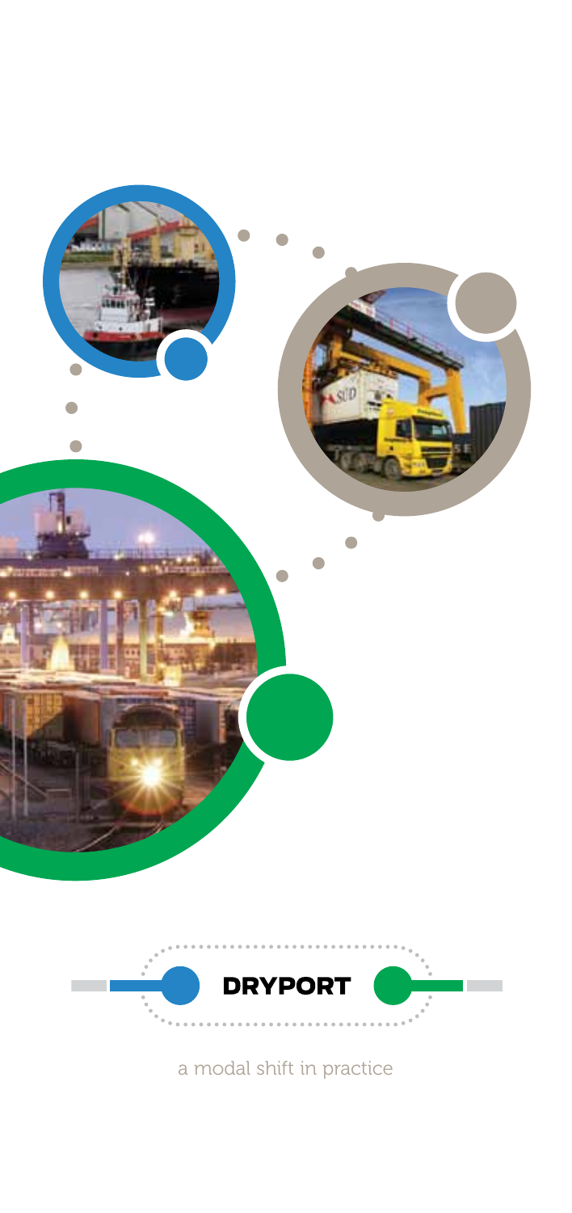# DRYPORT

a modal shift in practice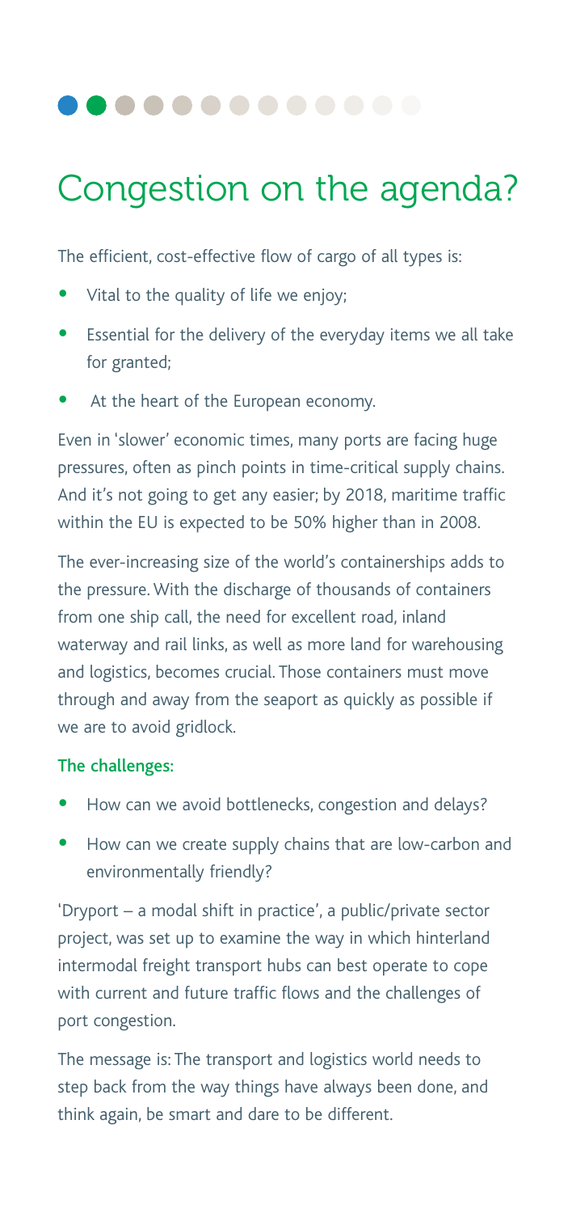# Congestion on the agenda?

The efficient, cost-effective flow of cargo of all types is:

- Vital to the quality of life we enjoy;
- Essential for the delivery of the everyday items we all take for granted;
- At the heart of the European economy.

Even in 'slower' economic times, many ports are facing huge pressures, often as pinch points in time-critical supply chains. And it's not going to get any easier; by 2018, maritime traffic within the EU is expected to be 50% higher than in 2008.

The ever-increasing size of the world's containerships adds to the pressure. With the discharge of thousands of containers from one ship call, the need for excellent road, inland waterway and rail links, as well as more land for warehousing and logistics, becomes crucial. Those containers must move through and away from the seaport as quickly as possible if we are to avoid gridlock.

**The challenges:**

- How can we avoid bottlenecks, congestion and delays?
- How can we create supply chains that are low-carbon and environmentally friendly?

'Dryport – a modal shift in practice', a public/private sector project, was set up to examine the way in which hinterland intermodal freight transport hubs can best operate to cope with current and future traffic flows and the challenges of port congestion.

The message is: The transport and logistics world needs to step back from the way things have always been done, and think again, be smart and dare to be different.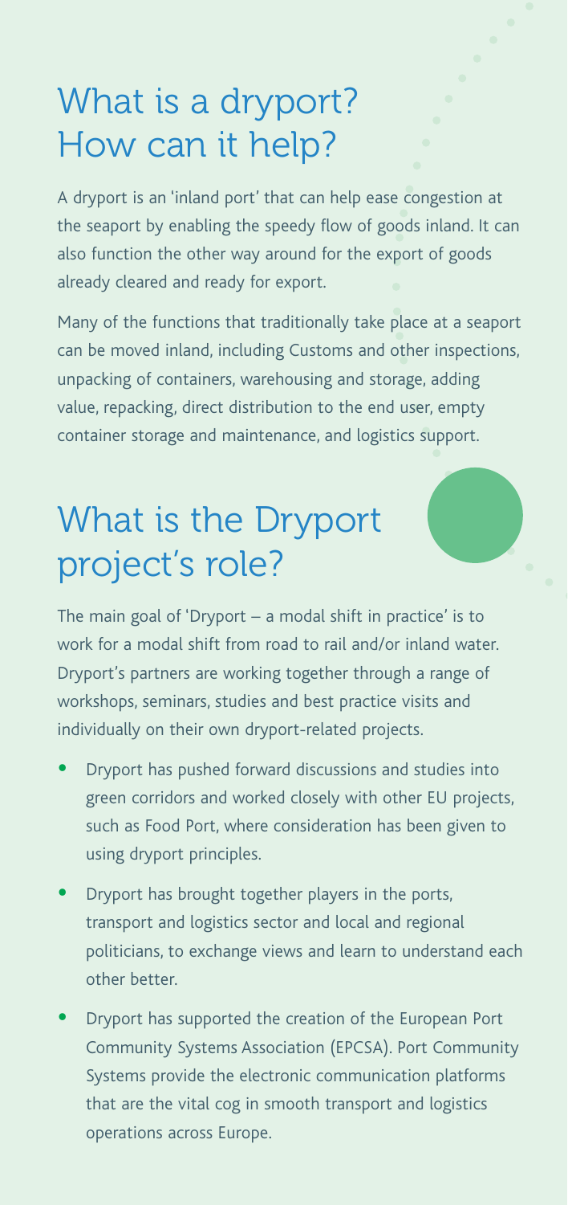## What is a dryport? How can it help?

A dryport is an 'inland port' that can help ease congestion at the seaport by enabling the speedy flow of goods inland. It can also function the other way around for the export of goods already cleared and ready for export.

Many of the functions that traditionally take place at a seaport can be moved inland, including Customs and other inspections, unpacking of containers, warehousing and storage, adding value, repacking, direct distribution to the end user, empty container storage and maintenance, and logistics support.

## What is the Dryport project's role?

The main goal of 'Dryport – a modal shift in practice' is to work for a modal shift from road to rail and/or inland water. Dryport's partners are working together through a range of workshops, seminars, studies and best practice visits and individually on their own dryport-related projects.

- Dryport has pushed forward discussions and studies into green corridors and worked closely with other EU projects, such as Food Port, where consideration has been given to using dryport principles.
- Dryport has brought together players in the ports, transport and logistics sector and local and regional politicians, to exchange views and learn to understand each other better.
- Dryport has supported the creation of the European Port Community Systems Association (EPCSA). Port Community Systems provide the electronic communication platforms that are the vital cog in smooth transport and logistics operations across Europe.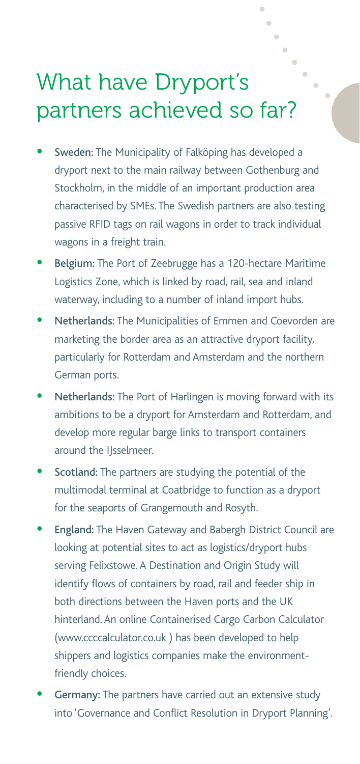# What have Dryport's partners achieved so far?

- **Sweden:** The Municipality of Falköping has developed a dryport next to the main railway between Gothenburg and Stockholm, in the middle of an important production area characterised by SMEs. The Swedish partners are also testing passive RFID tags on rail wagons in order to track individual wagons in a freight train.
- **Belgium:** The Port of Zeebrugge has a 120-hectare Maritime Logistics Zone, which is linked by road, rail, sea and inland waterway, including to a number of inland import hubs.
- **Netherlands:** The Municipalities of Emmen and Coevorden are marketing the border area as an attractive dryport facility, particularly for Rotterdam and Amsterdam and the northern German ports.
- **Netherlands:** The Port of Harlingen is moving forward with its ambitions to be a dryport for Amsterdam and Rotterdam, and develop more regular barge links to transport containers around the IJsselmeer.
- **Scotland:** The partners are studying the potential of the multimodal terminal at Coatbridge to function as a dryport for the seaports of Grangemouth and Rosyth.
- **England:** The Haven Gateway and Babergh District Council are looking at potential sites to act as logistics/dryport hubs serving Felixstowe. A Destination and Origin Study will identify flows of containers by road, rail and feeder ship in both directions between the Haven ports and the UK hinterland. An online Containerised Cargo Carbon Calculator (www.ccccalculator.co.uk ) has been developed to help shippers and logistics companies make the environment-friendly choices.
- **Germany:** The partners have carried out an extensive study into 'Governance and Conflict Resolution in Dryport Planning'.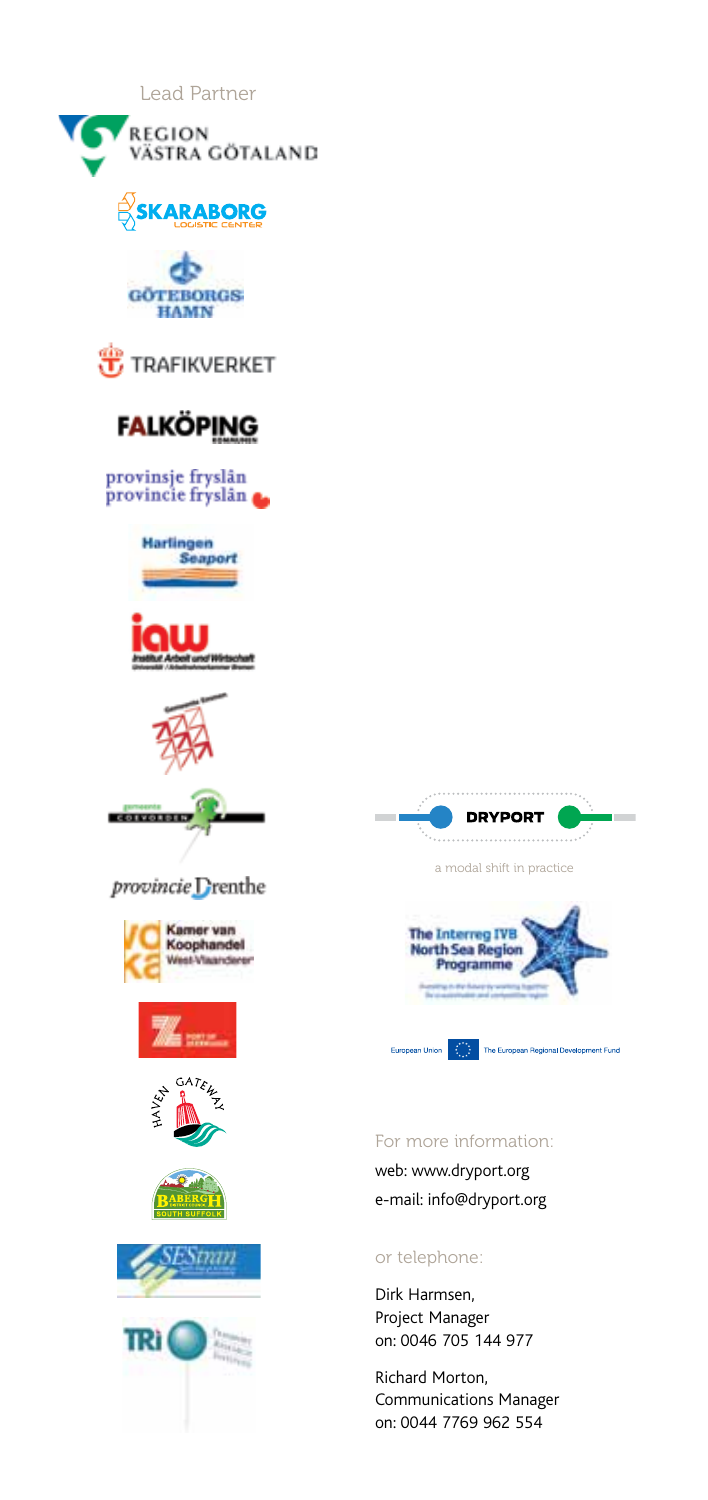Lead Partner

REGION VÄSTRA GÖTALAND

SKARABORG LOGISTIC CENTER

GÖTEBORGS HAMN

TRAFIKVERKET

FALKÖPING

provinsje fryslân
provincie fryslân

Harlingen Seaport

iaw
Institut Arbeit und Wirtschaft

provincie Drenthe

Kamer van Koophandel West-Vlaanderen

HAVEN GATEWAY

BABERGH SOUTH SUFFOLK

SEStran

TRi

DRYPORT

a modal shift in practice

The Interreg IVB North Sea Region Programme

European Union — The European Regional Development Fund

For more information:

web: www.dryport.org
e-mail: info@dryport.org

or telephone:

Dirk Harmsen,
Project Manager
on: 0046 705 144 977

Richard Morton,
Communications Manager
on: 0044 7769 962 554